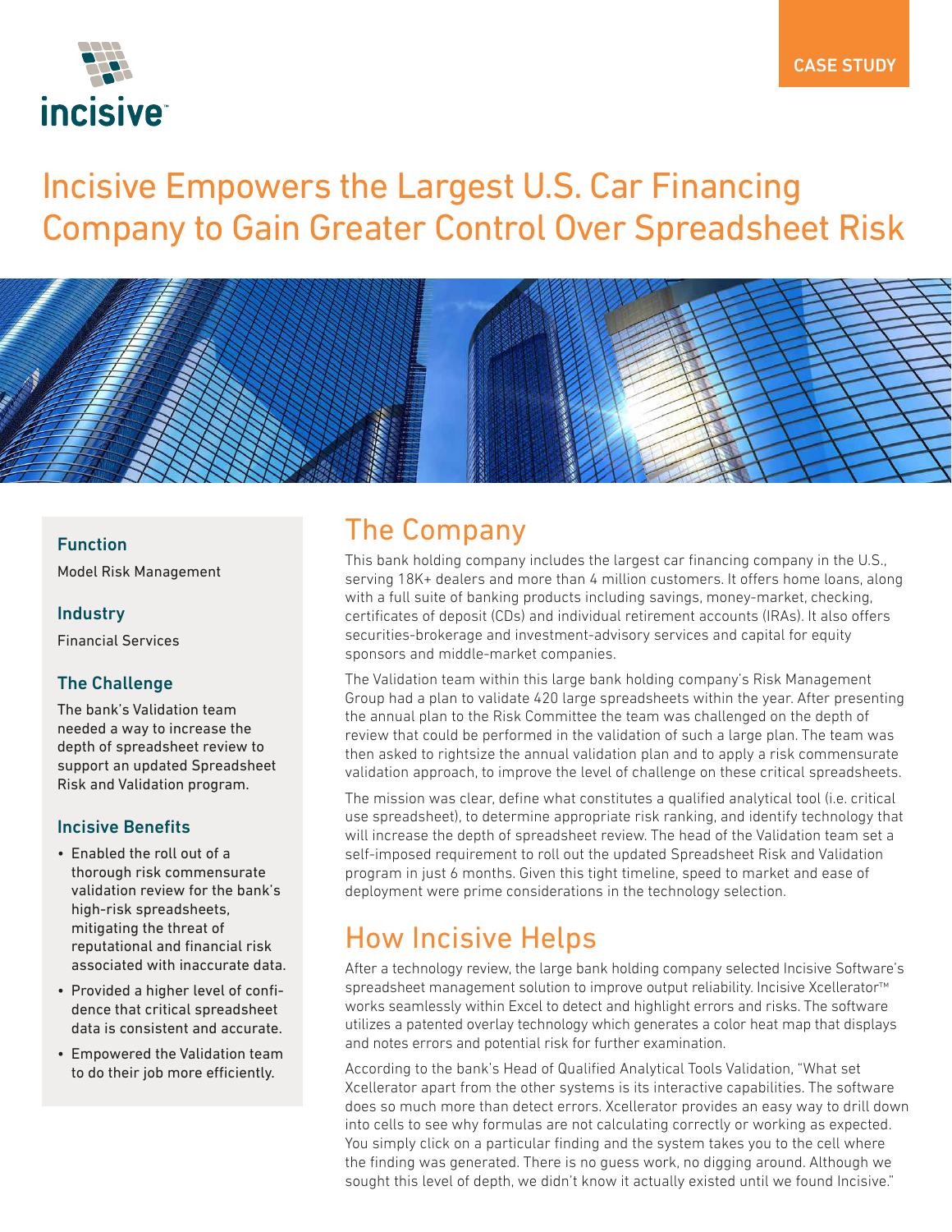incisive™

CASE STUDY

# Incisive Empowers the Largest U.S. Car Financing Company to Gain Greater Control Over Spreadsheet Risk

### Function

Model Risk Management

### Industry

Financial Services

### The Challenge

The bank's Validation team needed a way to increase the depth of spreadsheet review to support an updated Spreadsheet Risk and Validation program.

### Incisive Benefits

- Enabled the roll out of a thorough risk commensurate validation review for the bank's high-risk spreadsheets, mitigating the threat of reputational and financial risk associated with inaccurate data.
- Provided a higher level of confidence that critical spreadsheet data is consistent and accurate.
- Empowered the Validation team to do their job more efficiently.

## The Company

This bank holding company includes the largest car financing company in the U.S., serving 18K+ dealers and more than 4 million customers. It offers home loans, along with a full suite of banking products including savings, money-market, checking, certificates of deposit (CDs) and individual retirement accounts (IRAs). It also offers securities-brokerage and investment-advisory services and capital for equity sponsors and middle-market companies.

The Validation team within this large bank holding company's Risk Management Group had a plan to validate 420 large spreadsheets within the year. After presenting the annual plan to the Risk Committee the team was challenged on the depth of review that could be performed in the validation of such a large plan. The team was then asked to rightsize the annual validation plan and to apply a risk commensurate validation approach, to improve the level of challenge on these critical spreadsheets.

The mission was clear, define what constitutes a qualified analytical tool (i.e. critical use spreadsheet), to determine appropriate risk ranking, and identify technology that will increase the depth of spreadsheet review. The head of the Validation team set a self-imposed requirement to roll out the updated Spreadsheet Risk and Validation program in just 6 months. Given this tight timeline, speed to market and ease of deployment were prime considerations in the technology selection.

## How Incisive Helps

After a technology review, the large bank holding company selected Incisive Software's spreadsheet management solution to improve output reliability. Incisive Xcellerator™ works seamlessly within Excel to detect and highlight errors and risks. The software utilizes a patented overlay technology which generates a color heat map that displays and notes errors and potential risk for further examination.

According to the bank's Head of Qualified Analytical Tools Validation, "What set Xcellerator apart from the other systems is its interactive capabilities. The software does so much more than detect errors. Xcellerator provides an easy way to drill down into cells to see why formulas are not calculating correctly or working as expected. You simply click on a particular finding and the system takes you to the cell where the finding was generated. There is no guess work, no digging around. Although we sought this level of depth, we didn't know it actually existed until we found Incisive."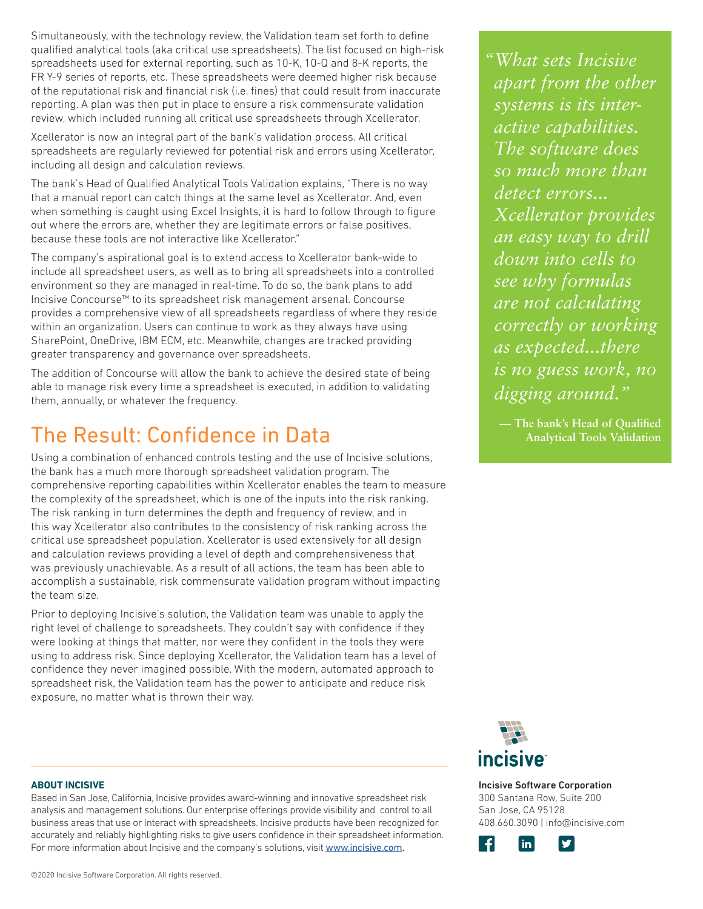Simultaneously, with the technology review, the Validation team set forth to define qualified analytical tools (aka critical use spreadsheets). The list focused on high-risk spreadsheets used for external reporting, such as 10-K, 10-Q and 8-K reports, the FR Y-9 series of reports, etc. These spreadsheets were deemed higher risk because of the reputational risk and financial risk (i.e. fines) that could result from inaccurate reporting. A plan was then put in place to ensure a risk commensurate validation review, which included running all critical use spreadsheets through Xcellerator.

Xcellerator is now an integral part of the bank's validation process. All critical spreadsheets are regularly reviewed for potential risk and errors using Xcellerator, including all design and calculation reviews.

The bank's Head of Qualified Analytical Tools Validation explains, "There is no way that a manual report can catch things at the same level as Xcellerator. And, even when something is caught using Excel Insights, it is hard to follow through to figure out where the errors are, whether they are legitimate errors or false positives, because these tools are not interactive like Xcellerator."

The company's aspirational goal is to extend access to Xcellerator bank-wide to include all spreadsheet users, as well as to bring all spreadsheets into a controlled environment so they are managed in real-time. To do so, the bank plans to add Incisive Concourse™ to its spreadsheet risk management arsenal. Concourse provides a comprehensive view of all spreadsheets regardless of where they reside within an organization. Users can continue to work as they always have using SharePoint, OneDrive, IBM ECM, etc. Meanwhile, changes are tracked providing greater transparency and governance over spreadsheets.

The addition of Concourse will allow the bank to achieve the desired state of being able to manage risk every time a spreadsheet is executed, in addition to validating them, annually, or whatever the frequency.

> *"What sets Incisive apart from the other systems is its interactive capabilities. The software does so much more than detect errors... Xcellerator provides an easy way to drill down into cells to see why formulas are not calculating correctly or working as expected...there is no guess work, no digging around."*
>
> **— The bank's Head of Qualified Analytical Tools Validation**

## The Result: Confidence in Data

Using a combination of enhanced controls testing and the use of Incisive solutions, the bank has a much more thorough spreadsheet validation program. The comprehensive reporting capabilities within Xcellerator enables the team to measure the complexity of the spreadsheet, which is one of the inputs into the risk ranking. The risk ranking in turn determines the depth and frequency of review, and in this way Xcellerator also contributes to the consistency of risk ranking across the critical use spreadsheet population. Xcellerator is used extensively for all design and calculation reviews providing a level of depth and comprehensiveness that was previously unachievable. As a result of all actions, the team has been able to accomplish a sustainable, risk commensurate validation program without impacting the team size.

Prior to deploying Incisive's solution, the Validation team was unable to apply the right level of challenge to spreadsheets. They couldn't say with confidence if they were looking at things that matter, nor were they confident in the tools they were using to address risk. Since deploying Xcellerator, the Validation team has a level of confidence they never imagined possible. With the modern, automated approach to spreadsheet risk, the Validation team has the power to anticipate and reduce risk exposure, no matter what is thrown their way.

**ABOUT INCISIVE**

Based in San Jose, California, Incisive provides award-winning and innovative spreadsheet risk analysis and management solutions. Our enterprise offerings provide visibility and control to all business areas that use or interact with spreadsheets. Incisive products have been recognized for accurately and reliably highlighting risks to give users confidence in their spreadsheet information. For more information about Incisive and the company's solutions, visit www.incisive.com.

**Incisive Software Corporation**
300 Santana Row, Suite 200
San Jose, CA 95128
408.660.3090 | info@incisive.com

©2020 Incisive Software Corporation. All rights reserved.